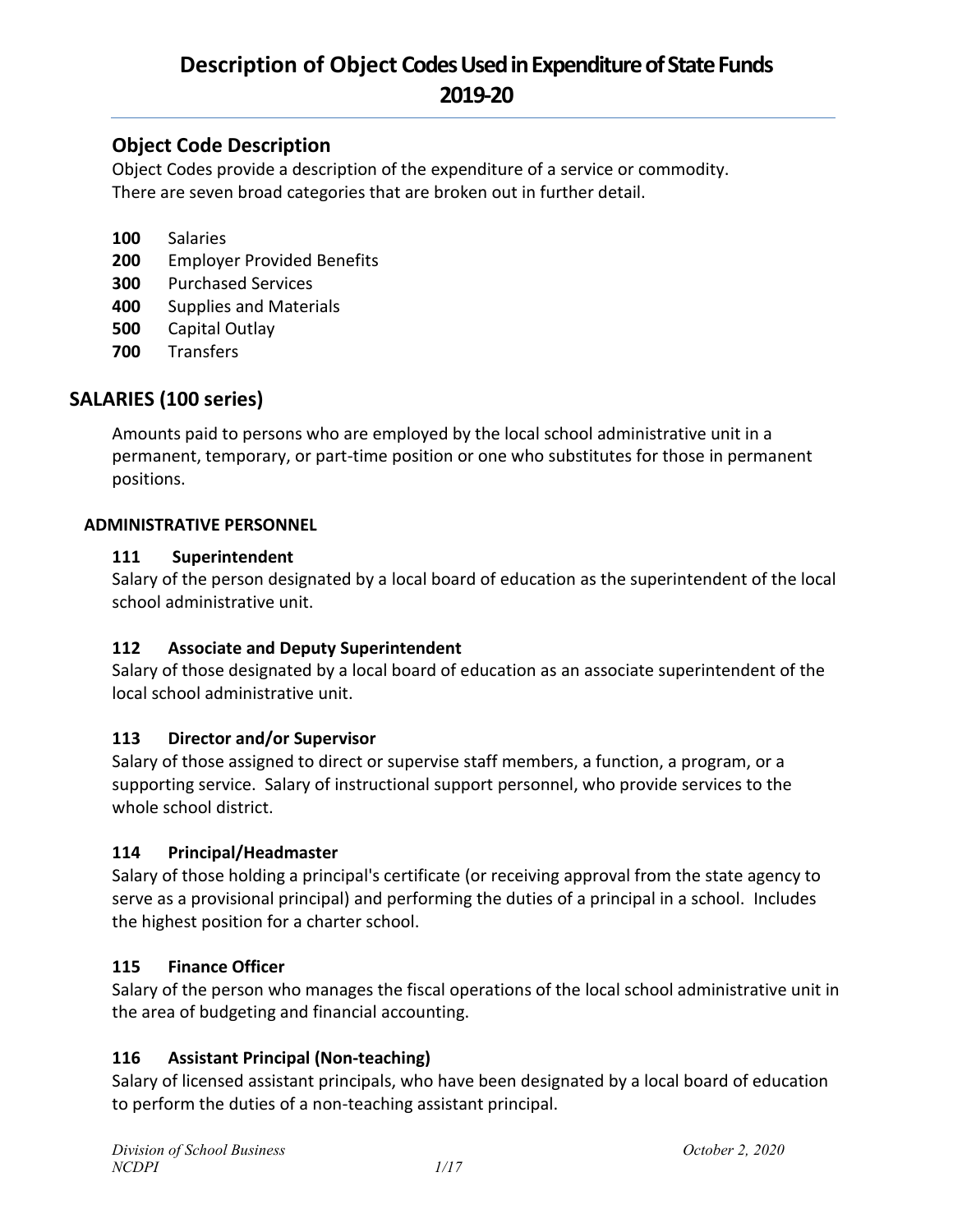# Description of Object Codes Used in Expenditure of State Funds 2019-20

## Object Code Description

Object Codes provide a description of the expenditure of a service or commodity.
There are seven broad categories that are broken out in further detail.

- **100** Salaries
- **200** Employer Provided Benefits
- **300** Purchased Services
- **400** Supplies and Materials
- **500** Capital Outlay
- **700** Transfers

## SALARIES (100 series)

Amounts paid to persons who are employed by the local school administrative unit in a permanent, temporary, or part-time position or one who substitutes for those in permanent positions.

### ADMINISTRATIVE PERSONNEL

#### 111 Superintendent

Salary of the person designated by a local board of education as the superintendent of the local school administrative unit.

#### 112 Associate and Deputy Superintendent

Salary of those designated by a local board of education as an associate superintendent of the local school administrative unit.

#### 113 Director and/or Supervisor

Salary of those assigned to direct or supervise staff members, a function, a program, or a supporting service. Salary of instructional support personnel, who provide services to the whole school district.

#### 114 Principal/Headmaster

Salary of those holding a principal's certificate (or receiving approval from the state agency to serve as a provisional principal) and performing the duties of a principal in a school. Includes the highest position for a charter school.

#### 115 Finance Officer

Salary of the person who manages the fiscal operations of the local school administrative unit in the area of budgeting and financial accounting.

#### 116 Assistant Principal (Non-teaching)

Salary of licensed assistant principals, who have been designated by a local board of education to perform the duties of a non-teaching assistant principal.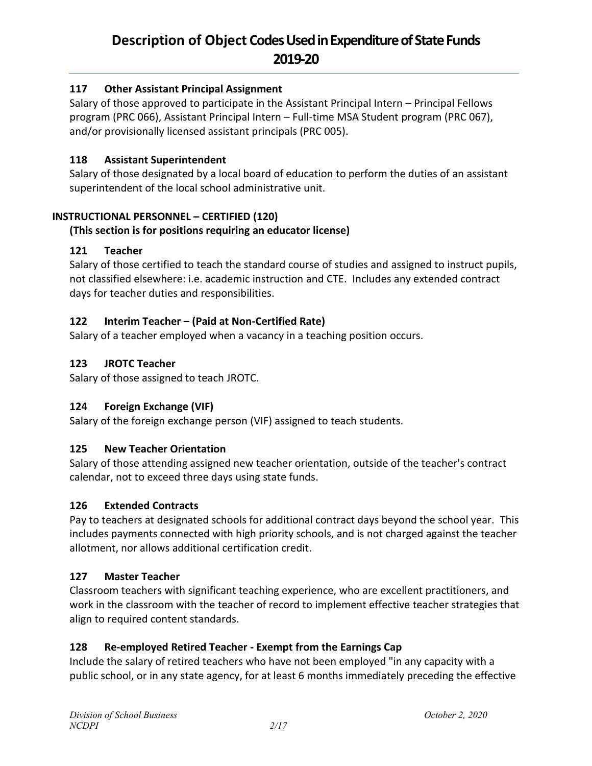### 117 Other Assistant Principal Assignment

Salary of those approved to participate in the Assistant Principal Intern – Principal Fellows program (PRC 066), Assistant Principal Intern – Full-time MSA Student program (PRC 067), and/or provisionally licensed assistant principals (PRC 005).

### 118 Assistant Superintendent

Salary of those designated by a local board of education to perform the duties of an assistant superintendent of the local school administrative unit.

## INSTRUCTIONAL PERSONNEL – CERTIFIED (120)

**(This section is for positions requiring an educator license)**

### 121 Teacher

Salary of those certified to teach the standard course of studies and assigned to instruct pupils, not classified elsewhere: i.e. academic instruction and CTE. Includes any extended contract days for teacher duties and responsibilities.

### 122 Interim Teacher – (Paid at Non-Certified Rate)

Salary of a teacher employed when a vacancy in a teaching position occurs.

### 123 JROTC Teacher

Salary of those assigned to teach JROTC.

### 124 Foreign Exchange (VIF)

Salary of the foreign exchange person (VIF) assigned to teach students.

### 125 New Teacher Orientation

Salary of those attending assigned new teacher orientation, outside of the teacher's contract calendar, not to exceed three days using state funds.

### 126 Extended Contracts

Pay to teachers at designated schools for additional contract days beyond the school year. This includes payments connected with high priority schools, and is not charged against the teacher allotment, nor allows additional certification credit.

### 127 Master Teacher

Classroom teachers with significant teaching experience, who are excellent practitioners, and work in the classroom with the teacher of record to implement effective teacher strategies that align to required content standards.

### 128 Re-employed Retired Teacher - Exempt from the Earnings Cap

Include the salary of retired teachers who have not been employed "in any capacity with a public school, or in any state agency, for at least 6 months immediately preceding the effective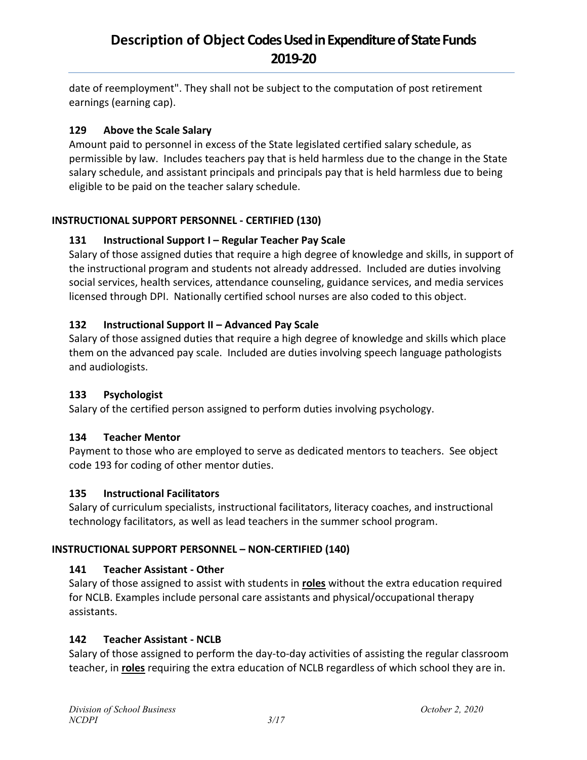date of reemployment". They shall not be subject to the computation of post retirement earnings (earning cap).

### 129 Above the Scale Salary

Amount paid to personnel in excess of the State legislated certified salary schedule, as permissible by law. Includes teachers pay that is held harmless due to the change in the State salary schedule, and assistant principals and principals pay that is held harmless due to being eligible to be paid on the teacher salary schedule.

## INSTRUCTIONAL SUPPORT PERSONNEL - CERTIFIED (130)

### 131 Instructional Support I – Regular Teacher Pay Scale

Salary of those assigned duties that require a high degree of knowledge and skills, in support of the instructional program and students not already addressed. Included are duties involving social services, health services, attendance counseling, guidance services, and media services licensed through DPI. Nationally certified school nurses are also coded to this object.

### 132 Instructional Support II – Advanced Pay Scale

Salary of those assigned duties that require a high degree of knowledge and skills which place them on the advanced pay scale. Included are duties involving speech language pathologists and audiologists.

### 133 Psychologist

Salary of the certified person assigned to perform duties involving psychology.

### 134 Teacher Mentor

Payment to those who are employed to serve as dedicated mentors to teachers. See object code 193 for coding of other mentor duties.

### 135 Instructional Facilitators

Salary of curriculum specialists, instructional facilitators, literacy coaches, and instructional technology facilitators, as well as lead teachers in the summer school program.

## INSTRUCTIONAL SUPPORT PERSONNEL – NON-CERTIFIED (140)

### 141 Teacher Assistant - Other

Salary of those assigned to assist with students in **roles** without the extra education required for NCLB. Examples include personal care assistants and physical/occupational therapy assistants.

### 142 Teacher Assistant - NCLB

Salary of those assigned to perform the day-to-day activities of assisting the regular classroom teacher, in **roles** requiring the extra education of NCLB regardless of which school they are in.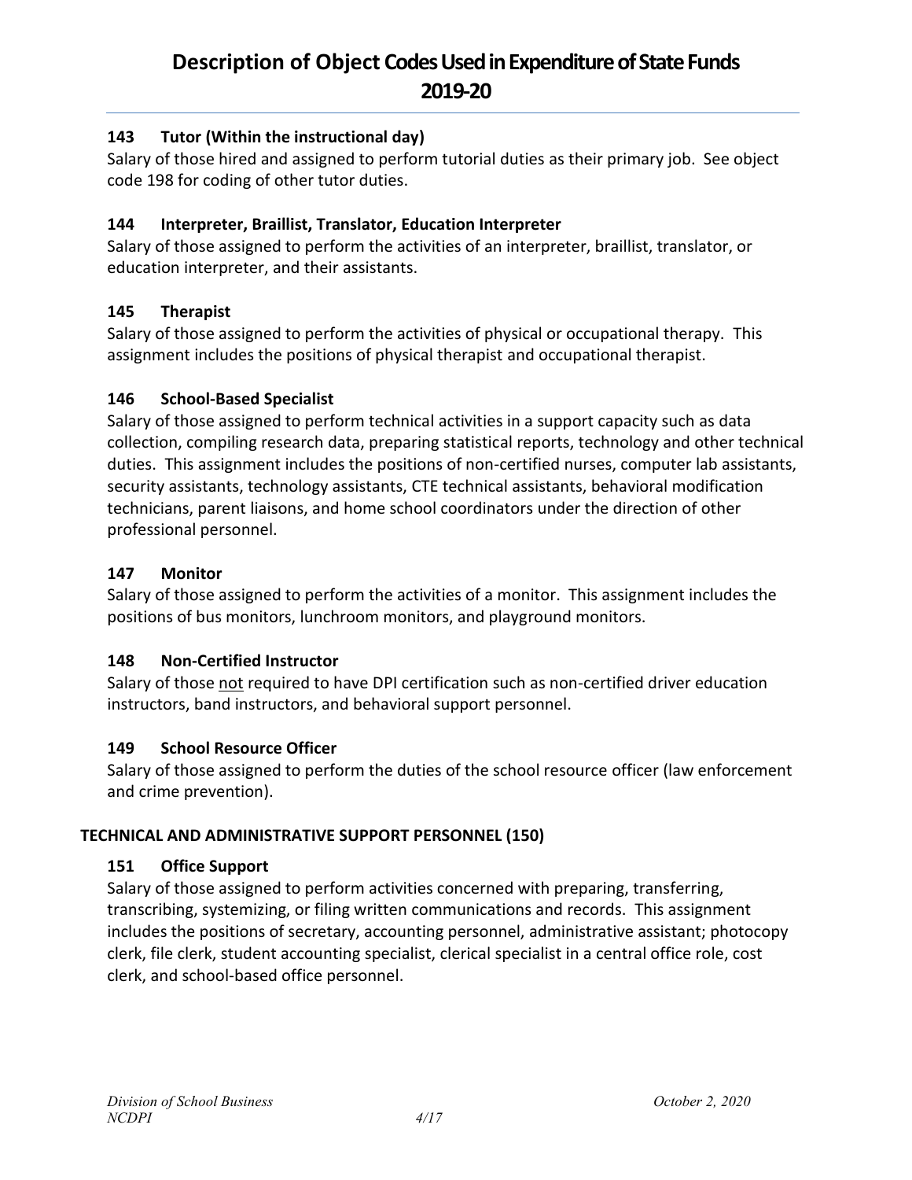### 143 Tutor (Within the instructional day)

Salary of those hired and assigned to perform tutorial duties as their primary job. See object code 198 for coding of other tutor duties.

### 144 Interpreter, Braillist, Translator, Education Interpreter

Salary of those assigned to perform the activities of an interpreter, braillist, translator, or education interpreter, and their assistants.

### 145 Therapist

Salary of those assigned to perform the activities of physical or occupational therapy. This assignment includes the positions of physical therapist and occupational therapist.

### 146 School-Based Specialist

Salary of those assigned to perform technical activities in a support capacity such as data collection, compiling research data, preparing statistical reports, technology and other technical duties. This assignment includes the positions of non-certified nurses, computer lab assistants, security assistants, technology assistants, CTE technical assistants, behavioral modification technicians, parent liaisons, and home school coordinators under the direction of other professional personnel.

### 147 Monitor

Salary of those assigned to perform the activities of a monitor. This assignment includes the positions of bus monitors, lunchroom monitors, and playground monitors.

### 148 Non-Certified Instructor

Salary of those not required to have DPI certification such as non-certified driver education instructors, band instructors, and behavioral support personnel.

### 149 School Resource Officer

Salary of those assigned to perform the duties of the school resource officer (law enforcement and crime prevention).

## TECHNICAL AND ADMINISTRATIVE SUPPORT PERSONNEL (150)

### 151 Office Support

Salary of those assigned to perform activities concerned with preparing, transferring, transcribing, systemizing, or filing written communications and records. This assignment includes the positions of secretary, accounting personnel, administrative assistant; photocopy clerk, file clerk, student accounting specialist, clerical specialist in a central office role, cost clerk, and school-based office personnel.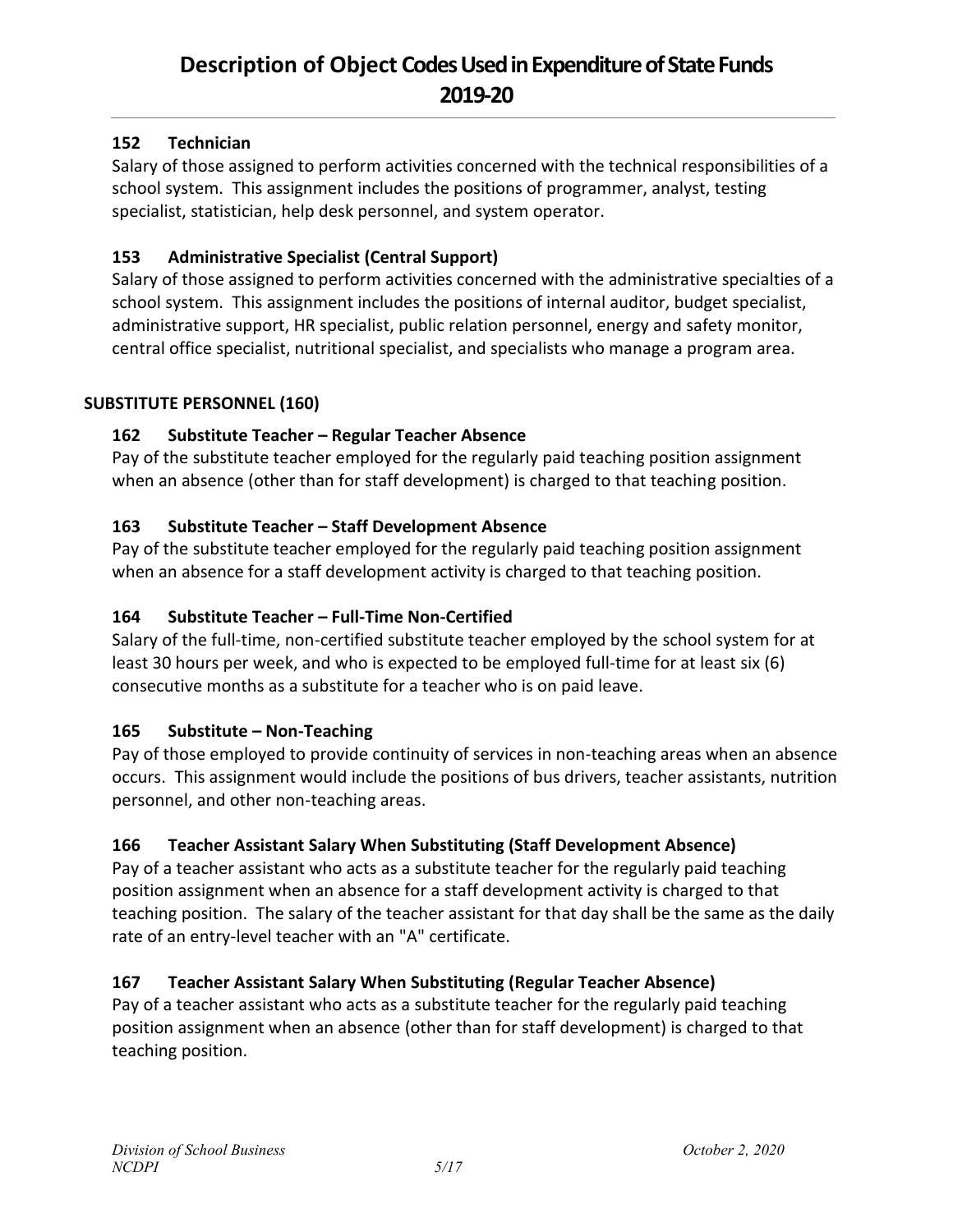### 152 Technician

Salary of those assigned to perform activities concerned with the technical responsibilities of a school system. This assignment includes the positions of programmer, analyst, testing specialist, statistician, help desk personnel, and system operator.

### 153 Administrative Specialist (Central Support)

Salary of those assigned to perform activities concerned with the administrative specialties of a school system. This assignment includes the positions of internal auditor, budget specialist, administrative support, HR specialist, public relation personnel, energy and safety monitor, central office specialist, nutritional specialist, and specialists who manage a program area.

## SUBSTITUTE PERSONNEL (160)

### 162 Substitute Teacher – Regular Teacher Absence

Pay of the substitute teacher employed for the regularly paid teaching position assignment when an absence (other than for staff development) is charged to that teaching position.

### 163 Substitute Teacher – Staff Development Absence

Pay of the substitute teacher employed for the regularly paid teaching position assignment when an absence for a staff development activity is charged to that teaching position.

### 164 Substitute Teacher – Full-Time Non-Certified

Salary of the full-time, non-certified substitute teacher employed by the school system for at least 30 hours per week, and who is expected to be employed full-time for at least six (6) consecutive months as a substitute for a teacher who is on paid leave.

### 165 Substitute – Non-Teaching

Pay of those employed to provide continuity of services in non-teaching areas when an absence occurs. This assignment would include the positions of bus drivers, teacher assistants, nutrition personnel, and other non-teaching areas.

### 166 Teacher Assistant Salary When Substituting (Staff Development Absence)

Pay of a teacher assistant who acts as a substitute teacher for the regularly paid teaching position assignment when an absence for a staff development activity is charged to that teaching position. The salary of the teacher assistant for that day shall be the same as the daily rate of an entry-level teacher with an "A" certificate.

### 167 Teacher Assistant Salary When Substituting (Regular Teacher Absence)

Pay of a teacher assistant who acts as a substitute teacher for the regularly paid teaching position assignment when an absence (other than for staff development) is charged to that teaching position.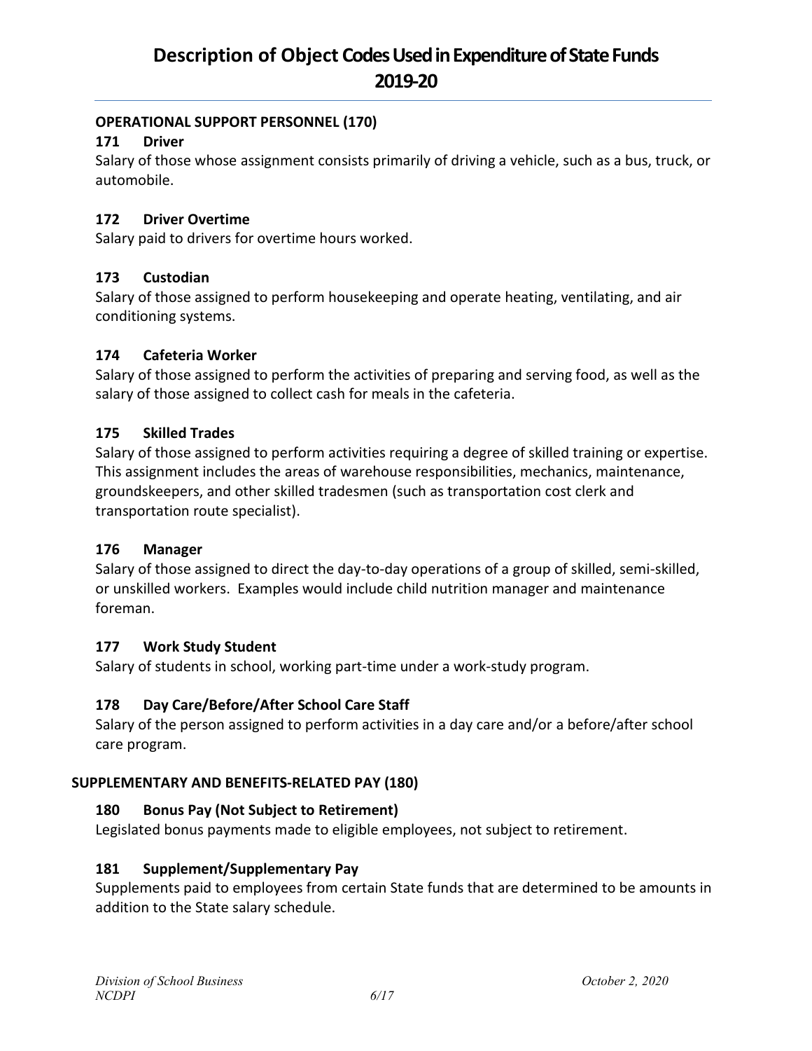## OPERATIONAL SUPPORT PERSONNEL (170)

### 171 Driver

Salary of those whose assignment consists primarily of driving a vehicle, such as a bus, truck, or automobile.

### 172 Driver Overtime

Salary paid to drivers for overtime hours worked.

### 173 Custodian

Salary of those assigned to perform housekeeping and operate heating, ventilating, and air conditioning systems.

### 174 Cafeteria Worker

Salary of those assigned to perform the activities of preparing and serving food, as well as the salary of those assigned to collect cash for meals in the cafeteria.

### 175 Skilled Trades

Salary of those assigned to perform activities requiring a degree of skilled training or expertise. This assignment includes the areas of warehouse responsibilities, mechanics, maintenance, groundskeepers, and other skilled tradesmen (such as transportation cost clerk and transportation route specialist).

### 176 Manager

Salary of those assigned to direct the day-to-day operations of a group of skilled, semi-skilled, or unskilled workers. Examples would include child nutrition manager and maintenance foreman.

### 177 Work Study Student

Salary of students in school, working part-time under a work-study program.

### 178 Day Care/Before/After School Care Staff

Salary of the person assigned to perform activities in a day care and/or a before/after school care program.

## SUPPLEMENTARY AND BENEFITS-RELATED PAY (180)

### 180 Bonus Pay (Not Subject to Retirement)

Legislated bonus payments made to eligible employees, not subject to retirement.

### 181 Supplement/Supplementary Pay

Supplements paid to employees from certain State funds that are determined to be amounts in addition to the State salary schedule.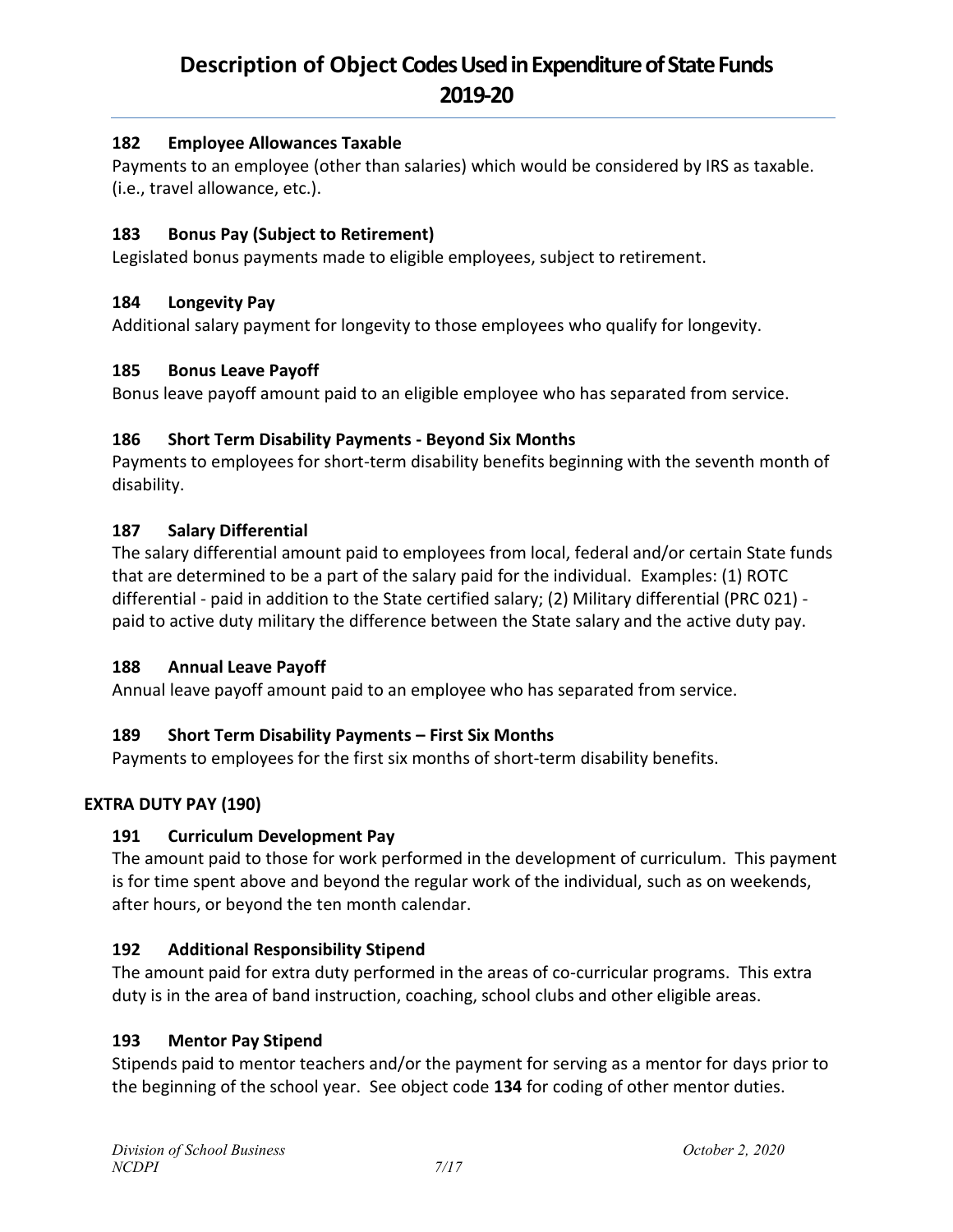#### 182 Employee Allowances Taxable

Payments to an employee (other than salaries) which would be considered by IRS as taxable. (i.e., travel allowance, etc.).

#### 183 Bonus Pay (Subject to Retirement)

Legislated bonus payments made to eligible employees, subject to retirement.

#### 184 Longevity Pay

Additional salary payment for longevity to those employees who qualify for longevity.

#### 185 Bonus Leave Payoff

Bonus leave payoff amount paid to an eligible employee who has separated from service.

#### 186 Short Term Disability Payments - Beyond Six Months

Payments to employees for short-term disability benefits beginning with the seventh month of disability.

#### 187 Salary Differential

The salary differential amount paid to employees from local, federal and/or certain State funds that are determined to be a part of the salary paid for the individual. Examples: (1) ROTC differential - paid in addition to the State certified salary; (2) Military differential (PRC 021) - paid to active duty military the difference between the State salary and the active duty pay.

#### 188 Annual Leave Payoff

Annual leave payoff amount paid to an employee who has separated from service.

#### 189 Short Term Disability Payments – First Six Months

Payments to employees for the first six months of short-term disability benefits.

### EXTRA DUTY PAY (190)

#### 191 Curriculum Development Pay

The amount paid to those for work performed in the development of curriculum. This payment is for time spent above and beyond the regular work of the individual, such as on weekends, after hours, or beyond the ten month calendar.

#### 192 Additional Responsibility Stipend

The amount paid for extra duty performed in the areas of co-curricular programs. This extra duty is in the area of band instruction, coaching, school clubs and other eligible areas.

#### 193 Mentor Pay Stipend

Stipends paid to mentor teachers and/or the payment for serving as a mentor for days prior to the beginning of the school year. See object code **134** for coding of other mentor duties.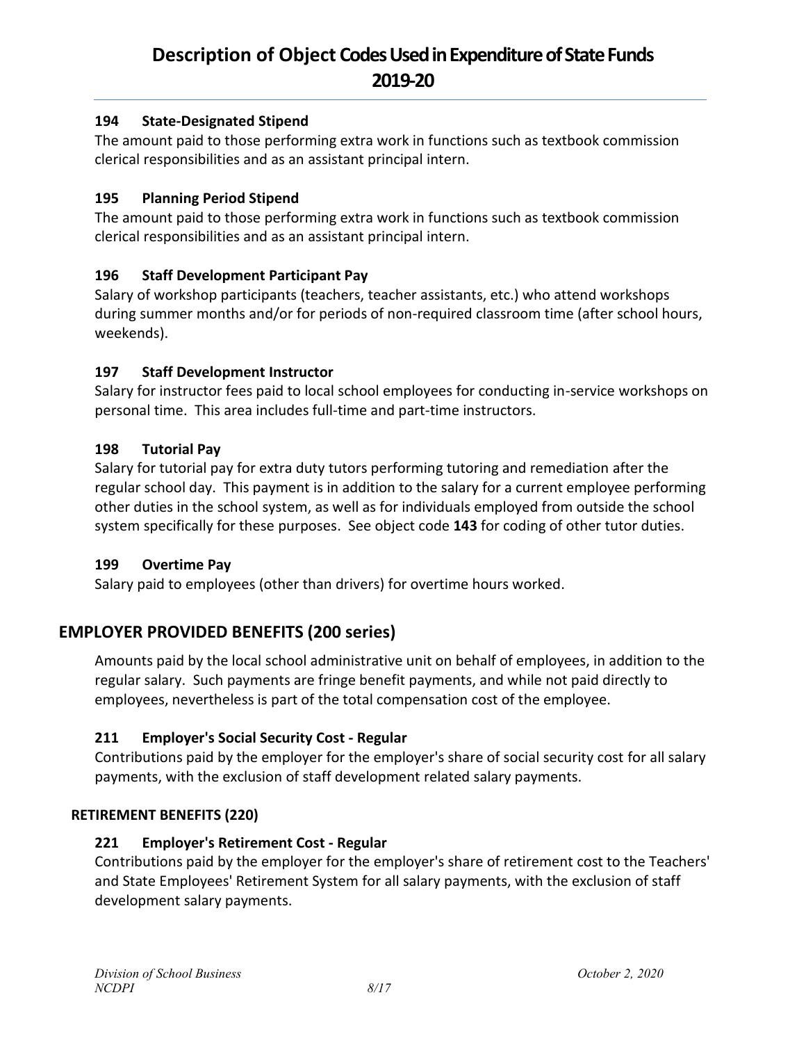### 194 State-Designated Stipend

The amount paid to those performing extra work in functions such as textbook commission clerical responsibilities and as an assistant principal intern.

### 195 Planning Period Stipend

The amount paid to those performing extra work in functions such as textbook commission clerical responsibilities and as an assistant principal intern.

### 196 Staff Development Participant Pay

Salary of workshop participants (teachers, teacher assistants, etc.) who attend workshops during summer months and/or for periods of non-required classroom time (after school hours, weekends).

### 197 Staff Development Instructor

Salary for instructor fees paid to local school employees for conducting in-service workshops on personal time. This area includes full-time and part-time instructors.

### 198 Tutorial Pay

Salary for tutorial pay for extra duty tutors performing tutoring and remediation after the regular school day. This payment is in addition to the salary for a current employee performing other duties in the school system, as well as for individuals employed from outside the school system specifically for these purposes. See object code **143** for coding of other tutor duties.

### 199 Overtime Pay

Salary paid to employees (other than drivers) for overtime hours worked.

## EMPLOYER PROVIDED BENEFITS (200 series)

Amounts paid by the local school administrative unit on behalf of employees, in addition to the regular salary. Such payments are fringe benefit payments, and while not paid directly to employees, nevertheless is part of the total compensation cost of the employee.

### 211 Employer's Social Security Cost - Regular

Contributions paid by the employer for the employer's share of social security cost for all salary payments, with the exclusion of staff development related salary payments.

#### RETIREMENT BENEFITS (220)

### 221 Employer's Retirement Cost - Regular

Contributions paid by the employer for the employer's share of retirement cost to the Teachers' and State Employees' Retirement System for all salary payments, with the exclusion of staff development salary payments.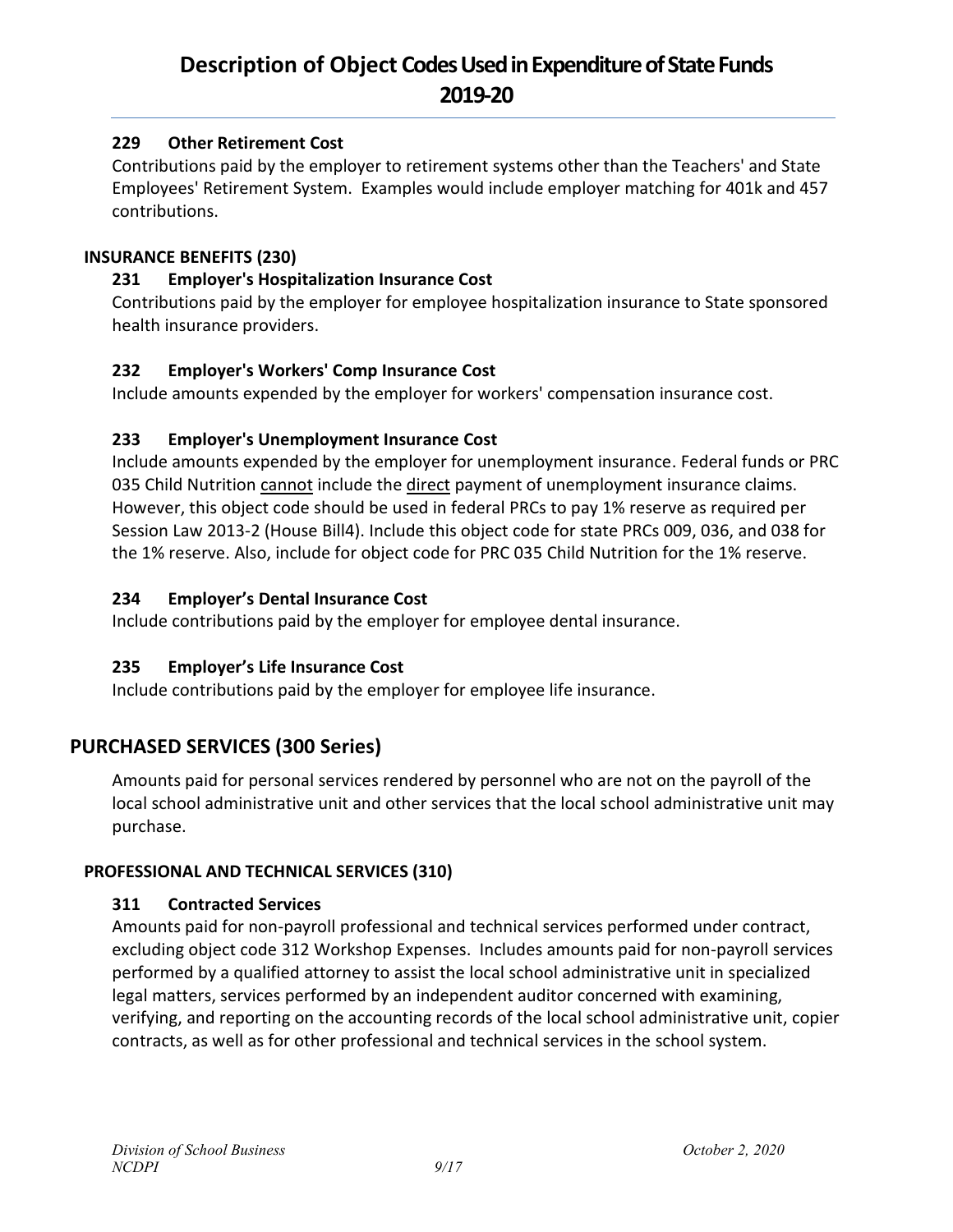### 229 Other Retirement Cost

Contributions paid by the employer to retirement systems other than the Teachers' and State Employees' Retirement System. Examples would include employer matching for 401k and 457 contributions.

#### INSURANCE BENEFITS (230)

### 231 Employer's Hospitalization Insurance Cost

Contributions paid by the employer for employee hospitalization insurance to State sponsored health insurance providers.

### 232 Employer's Workers' Comp Insurance Cost

Include amounts expended by the employer for workers' compensation insurance cost.

### 233 Employer's Unemployment Insurance Cost

Include amounts expended by the employer for unemployment insurance. Federal funds or PRC 035 Child Nutrition cannot include the direct payment of unemployment insurance claims. However, this object code should be used in federal PRCs to pay 1% reserve as required per Session Law 2013-2 (House Bill4). Include this object code for state PRCs 009, 036, and 038 for the 1% reserve. Also, include for object code for PRC 035 Child Nutrition for the 1% reserve.

### 234 Employer's Dental Insurance Cost

Include contributions paid by the employer for employee dental insurance.

### 235 Employer's Life Insurance Cost

Include contributions paid by the employer for employee life insurance.

## PURCHASED SERVICES (300 Series)

Amounts paid for personal services rendered by personnel who are not on the payroll of the local school administrative unit and other services that the local school administrative unit may purchase.

#### PROFESSIONAL AND TECHNICAL SERVICES (310)

### 311 Contracted Services

Amounts paid for non-payroll professional and technical services performed under contract, excluding object code 312 Workshop Expenses. Includes amounts paid for non-payroll services performed by a qualified attorney to assist the local school administrative unit in specialized legal matters, services performed by an independent auditor concerned with examining, verifying, and reporting on the accounting records of the local school administrative unit, copier contracts, as well as for other professional and technical services in the school system.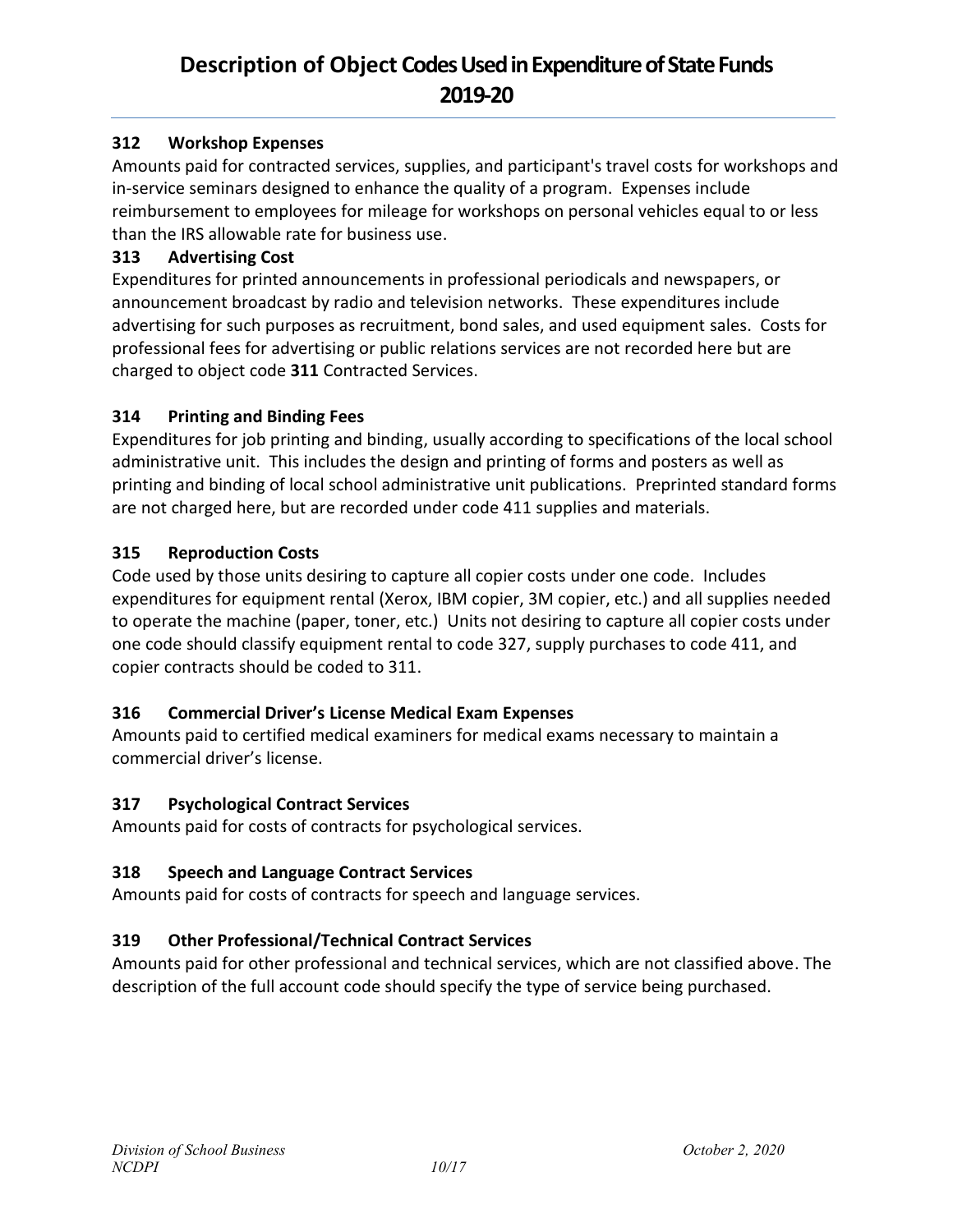### 312 Workshop Expenses

Amounts paid for contracted services, supplies, and participant's travel costs for workshops and in-service seminars designed to enhance the quality of a program. Expenses include reimbursement to employees for mileage for workshops on personal vehicles equal to or less than the IRS allowable rate for business use.

### 313 Advertising Cost

Expenditures for printed announcements in professional periodicals and newspapers, or announcement broadcast by radio and television networks. These expenditures include advertising for such purposes as recruitment, bond sales, and used equipment sales. Costs for professional fees for advertising or public relations services are not recorded here but are charged to object code **311** Contracted Services.

### 314 Printing and Binding Fees

Expenditures for job printing and binding, usually according to specifications of the local school administrative unit. This includes the design and printing of forms and posters as well as printing and binding of local school administrative unit publications. Preprinted standard forms are not charged here, but are recorded under code 411 supplies and materials.

### 315 Reproduction Costs

Code used by those units desiring to capture all copier costs under one code. Includes expenditures for equipment rental (Xerox, IBM copier, 3M copier, etc.) and all supplies needed to operate the machine (paper, toner, etc.) Units not desiring to capture all copier costs under one code should classify equipment rental to code 327, supply purchases to code 411, and copier contracts should be coded to 311.

### 316 Commercial Driver's License Medical Exam Expenses

Amounts paid to certified medical examiners for medical exams necessary to maintain a commercial driver's license.

### 317 Psychological Contract Services

Amounts paid for costs of contracts for psychological services.

### 318 Speech and Language Contract Services

Amounts paid for costs of contracts for speech and language services.

### 319 Other Professional/Technical Contract Services

Amounts paid for other professional and technical services, which are not classified above. The description of the full account code should specify the type of service being purchased.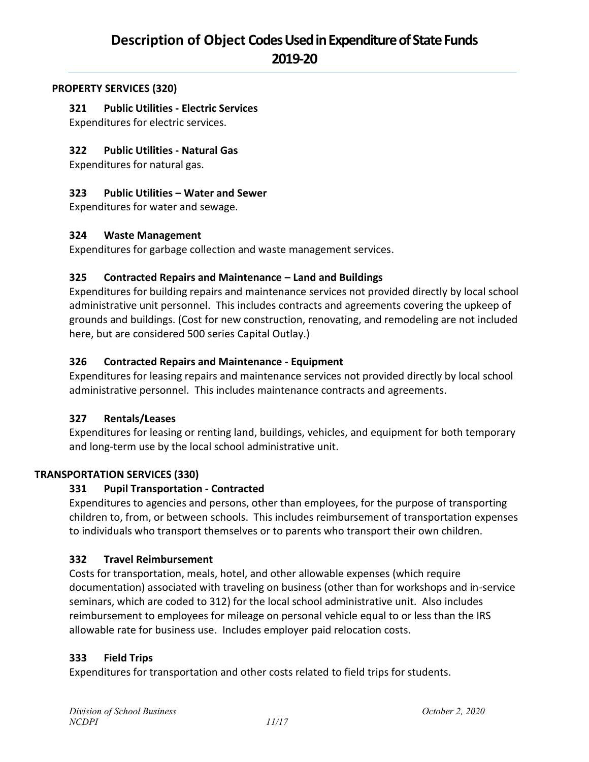## PROPERTY SERVICES (320)

### 321 Public Utilities - Electric Services

Expenditures for electric services.

### 322 Public Utilities - Natural Gas

Expenditures for natural gas.

### 323 Public Utilities – Water and Sewer

Expenditures for water and sewage.

### 324 Waste Management

Expenditures for garbage collection and waste management services.

### 325 Contracted Repairs and Maintenance – Land and Buildings

Expenditures for building repairs and maintenance services not provided directly by local school administrative unit personnel. This includes contracts and agreements covering the upkeep of grounds and buildings. (Cost for new construction, renovating, and remodeling are not included here, but are considered 500 series Capital Outlay.)

### 326 Contracted Repairs and Maintenance - Equipment

Expenditures for leasing repairs and maintenance services not provided directly by local school administrative personnel. This includes maintenance contracts and agreements.

### 327 Rentals/Leases

Expenditures for leasing or renting land, buildings, vehicles, and equipment for both temporary and long-term use by the local school administrative unit.

## TRANSPORTATION SERVICES (330)

### 331 Pupil Transportation - Contracted

Expenditures to agencies and persons, other than employees, for the purpose of transporting children to, from, or between schools. This includes reimbursement of transportation expenses to individuals who transport themselves or to parents who transport their own children.

### 332 Travel Reimbursement

Costs for transportation, meals, hotel, and other allowable expenses (which require documentation) associated with traveling on business (other than for workshops and in-service seminars, which are coded to 312) for the local school administrative unit. Also includes reimbursement to employees for mileage on personal vehicle equal to or less than the IRS allowable rate for business use. Includes employer paid relocation costs.

### 333 Field Trips

Expenditures for transportation and other costs related to field trips for students.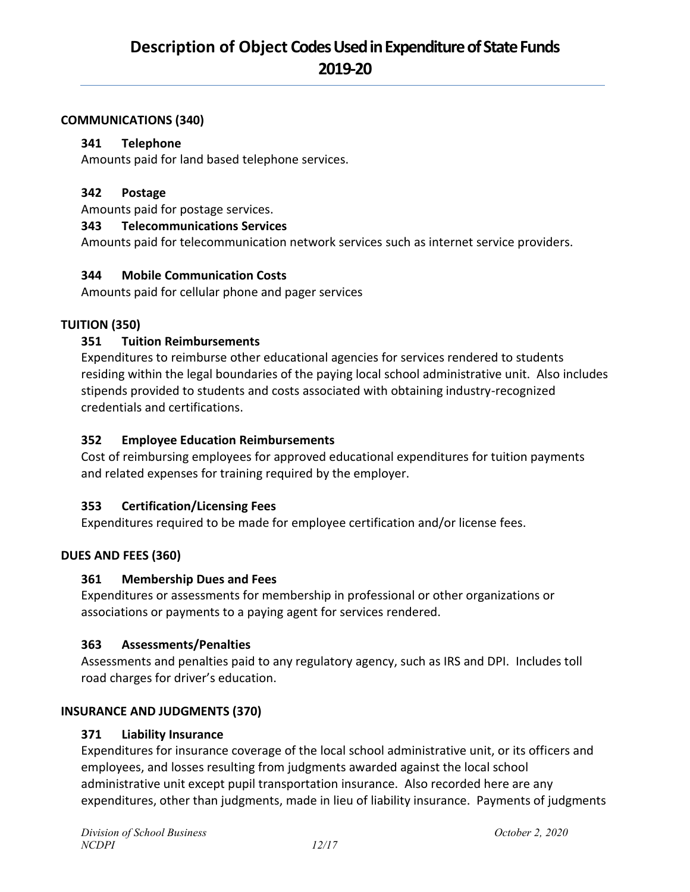## COMMUNICATIONS (340)

### 341 Telephone

Amounts paid for land based telephone services.

### 342 Postage

Amounts paid for postage services.

### 343 Telecommunications Services

Amounts paid for telecommunication network services such as internet service providers.

### 344 Mobile Communication Costs

Amounts paid for cellular phone and pager services

## TUITION (350)

### 351 Tuition Reimbursements

Expenditures to reimburse other educational agencies for services rendered to students residing within the legal boundaries of the paying local school administrative unit. Also includes stipends provided to students and costs associated with obtaining industry-recognized credentials and certifications.

### 352 Employee Education Reimbursements

Cost of reimbursing employees for approved educational expenditures for tuition payments and related expenses for training required by the employer.

### 353 Certification/Licensing Fees

Expenditures required to be made for employee certification and/or license fees.

## DUES AND FEES (360)

### 361 Membership Dues and Fees

Expenditures or assessments for membership in professional or other organizations or associations or payments to a paying agent for services rendered.

### 363 Assessments/Penalties

Assessments and penalties paid to any regulatory agency, such as IRS and DPI. Includes toll road charges for driver's education.

## INSURANCE AND JUDGMENTS (370)

### 371 Liability Insurance

Expenditures for insurance coverage of the local school administrative unit, or its officers and employees, and losses resulting from judgments awarded against the local school administrative unit except pupil transportation insurance. Also recorded here are any expenditures, other than judgments, made in lieu of liability insurance. Payments of judgments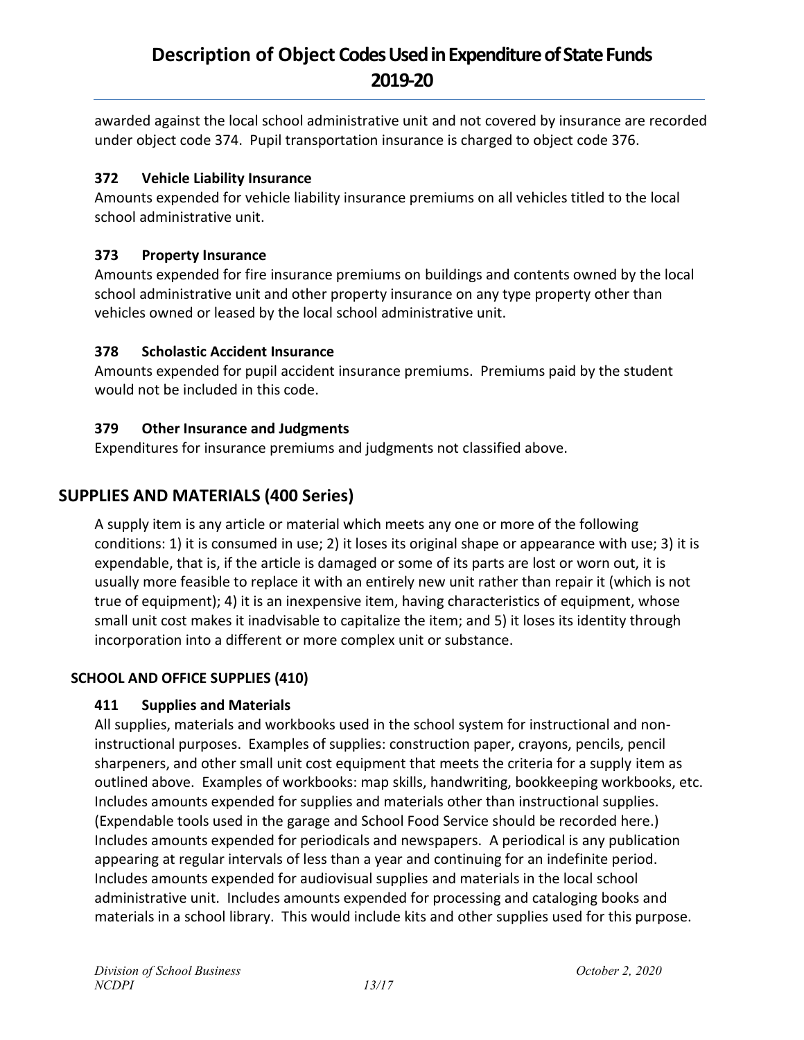awarded against the local school administrative unit and not covered by insurance are recorded under object code 374. Pupil transportation insurance is charged to object code 376.

### 372 Vehicle Liability Insurance

Amounts expended for vehicle liability insurance premiums on all vehicles titled to the local school administrative unit.

### 373 Property Insurance

Amounts expended for fire insurance premiums on buildings and contents owned by the local school administrative unit and other property insurance on any type property other than vehicles owned or leased by the local school administrative unit.

### 378 Scholastic Accident Insurance

Amounts expended for pupil accident insurance premiums. Premiums paid by the student would not be included in this code.

### 379 Other Insurance and Judgments

Expenditures for insurance premiums and judgments not classified above.

## SUPPLIES AND MATERIALS (400 Series)

A supply item is any article or material which meets any one or more of the following conditions: 1) it is consumed in use; 2) it loses its original shape or appearance with use; 3) it is expendable, that is, if the article is damaged or some of its parts are lost or worn out, it is usually more feasible to replace it with an entirely new unit rather than repair it (which is not true of equipment); 4) it is an inexpensive item, having characteristics of equipment, whose small unit cost makes it inadvisable to capitalize the item; and 5) it loses its identity through incorporation into a different or more complex unit or substance.

### SCHOOL AND OFFICE SUPPLIES (410)

### 411 Supplies and Materials

All supplies, materials and workbooks used in the school system for instructional and non-instructional purposes. Examples of supplies: construction paper, crayons, pencils, pencil sharpeners, and other small unit cost equipment that meets the criteria for a supply item as outlined above. Examples of workbooks: map skills, handwriting, bookkeeping workbooks, etc. Includes amounts expended for supplies and materials other than instructional supplies. (Expendable tools used in the garage and School Food Service should be recorded here.) Includes amounts expended for periodicals and newspapers. A periodical is any publication appearing at regular intervals of less than a year and continuing for an indefinite period. Includes amounts expended for audiovisual supplies and materials in the local school administrative unit. Includes amounts expended for processing and cataloging books and materials in a school library. This would include kits and other supplies used for this purpose.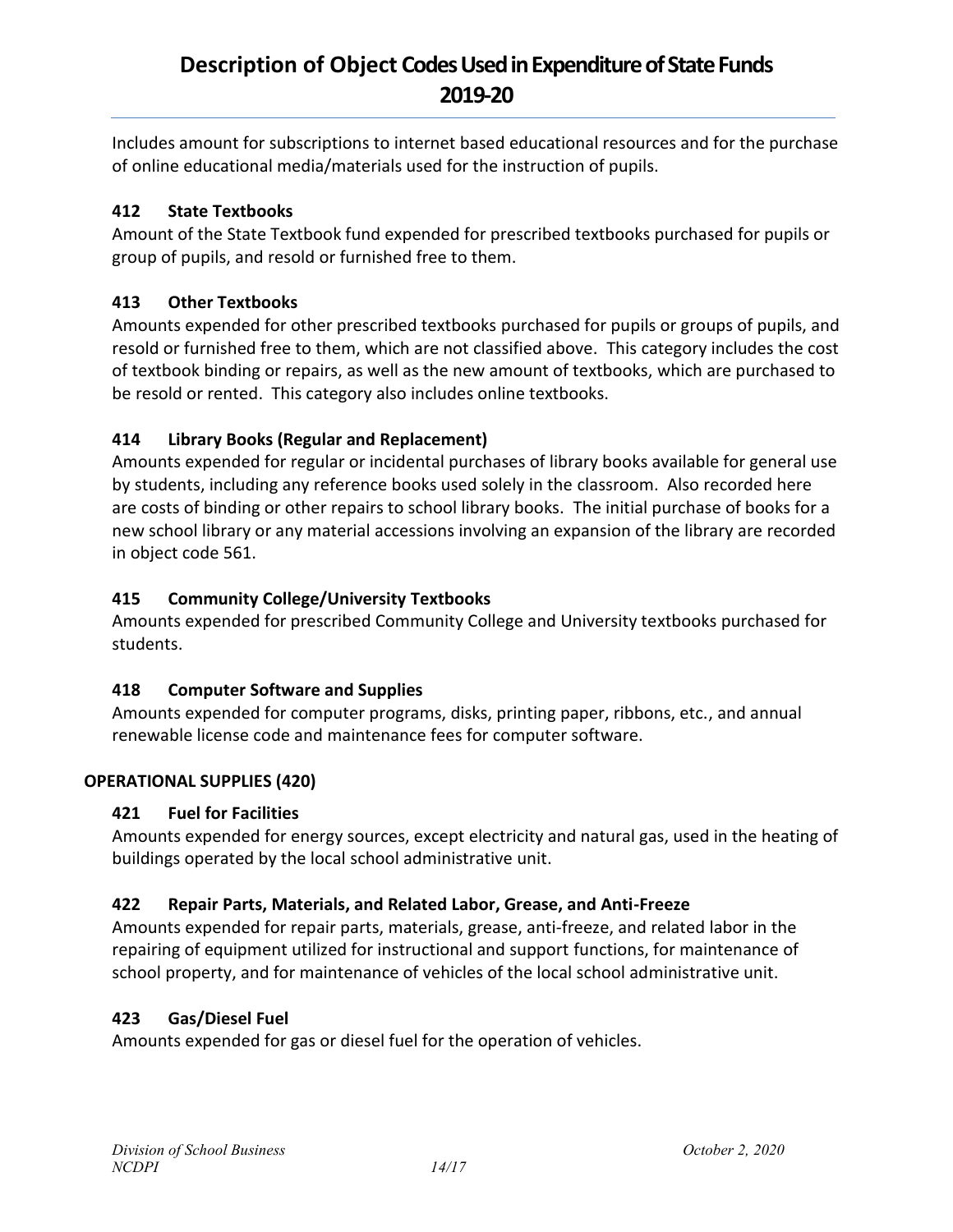Includes amount for subscriptions to internet based educational resources and for the purchase of online educational media/materials used for the instruction of pupils.

### 412 State Textbooks

Amount of the State Textbook fund expended for prescribed textbooks purchased for pupils or group of pupils, and resold or furnished free to them.

### 413 Other Textbooks

Amounts expended for other prescribed textbooks purchased for pupils or groups of pupils, and resold or furnished free to them, which are not classified above. This category includes the cost of textbook binding or repairs, as well as the new amount of textbooks, which are purchased to be resold or rented. This category also includes online textbooks.

### 414 Library Books (Regular and Replacement)

Amounts expended for regular or incidental purchases of library books available for general use by students, including any reference books used solely in the classroom. Also recorded here are costs of binding or other repairs to school library books. The initial purchase of books for a new school library or any material accessions involving an expansion of the library are recorded in object code 561.

### 415 Community College/University Textbooks

Amounts expended for prescribed Community College and University textbooks purchased for students.

### 418 Computer Software and Supplies

Amounts expended for computer programs, disks, printing paper, ribbons, etc., and annual renewable license code and maintenance fees for computer software.

## OPERATIONAL SUPPLIES (420)

### 421 Fuel for Facilities

Amounts expended for energy sources, except electricity and natural gas, used in the heating of buildings operated by the local school administrative unit.

### 422 Repair Parts, Materials, and Related Labor, Grease, and Anti-Freeze

Amounts expended for repair parts, materials, grease, anti-freeze, and related labor in the repairing of equipment utilized for instructional and support functions, for maintenance of school property, and for maintenance of vehicles of the local school administrative unit.

### 423 Gas/Diesel Fuel

Amounts expended for gas or diesel fuel for the operation of vehicles.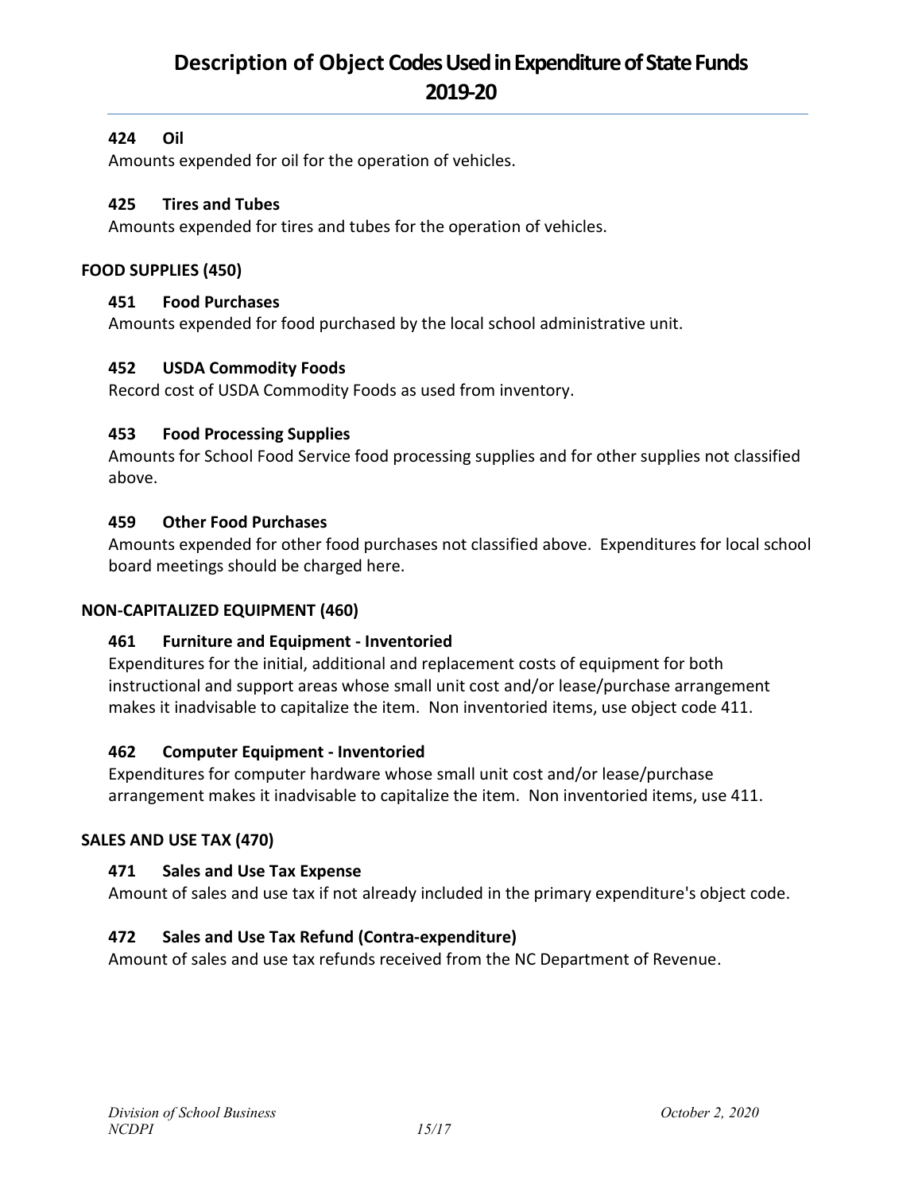### 424 Oil

Amounts expended for oil for the operation of vehicles.

### 425 Tires and Tubes

Amounts expended for tires and tubes for the operation of vehicles.

## FOOD SUPPLIES (450)

### 451 Food Purchases

Amounts expended for food purchased by the local school administrative unit.

### 452 USDA Commodity Foods

Record cost of USDA Commodity Foods as used from inventory.

### 453 Food Processing Supplies

Amounts for School Food Service food processing supplies and for other supplies not classified above.

### 459 Other Food Purchases

Amounts expended for other food purchases not classified above. Expenditures for local school board meetings should be charged here.

## NON-CAPITALIZED EQUIPMENT (460)

### 461 Furniture and Equipment - Inventoried

Expenditures for the initial, additional and replacement costs of equipment for both instructional and support areas whose small unit cost and/or lease/purchase arrangement makes it inadvisable to capitalize the item. Non inventoried items, use object code 411.

### 462 Computer Equipment - Inventoried

Expenditures for computer hardware whose small unit cost and/or lease/purchase arrangement makes it inadvisable to capitalize the item. Non inventoried items, use 411.

## SALES AND USE TAX (470)

### 471 Sales and Use Tax Expense

Amount of sales and use tax if not already included in the primary expenditure's object code.

### 472 Sales and Use Tax Refund (Contra-expenditure)

Amount of sales and use tax refunds received from the NC Department of Revenue.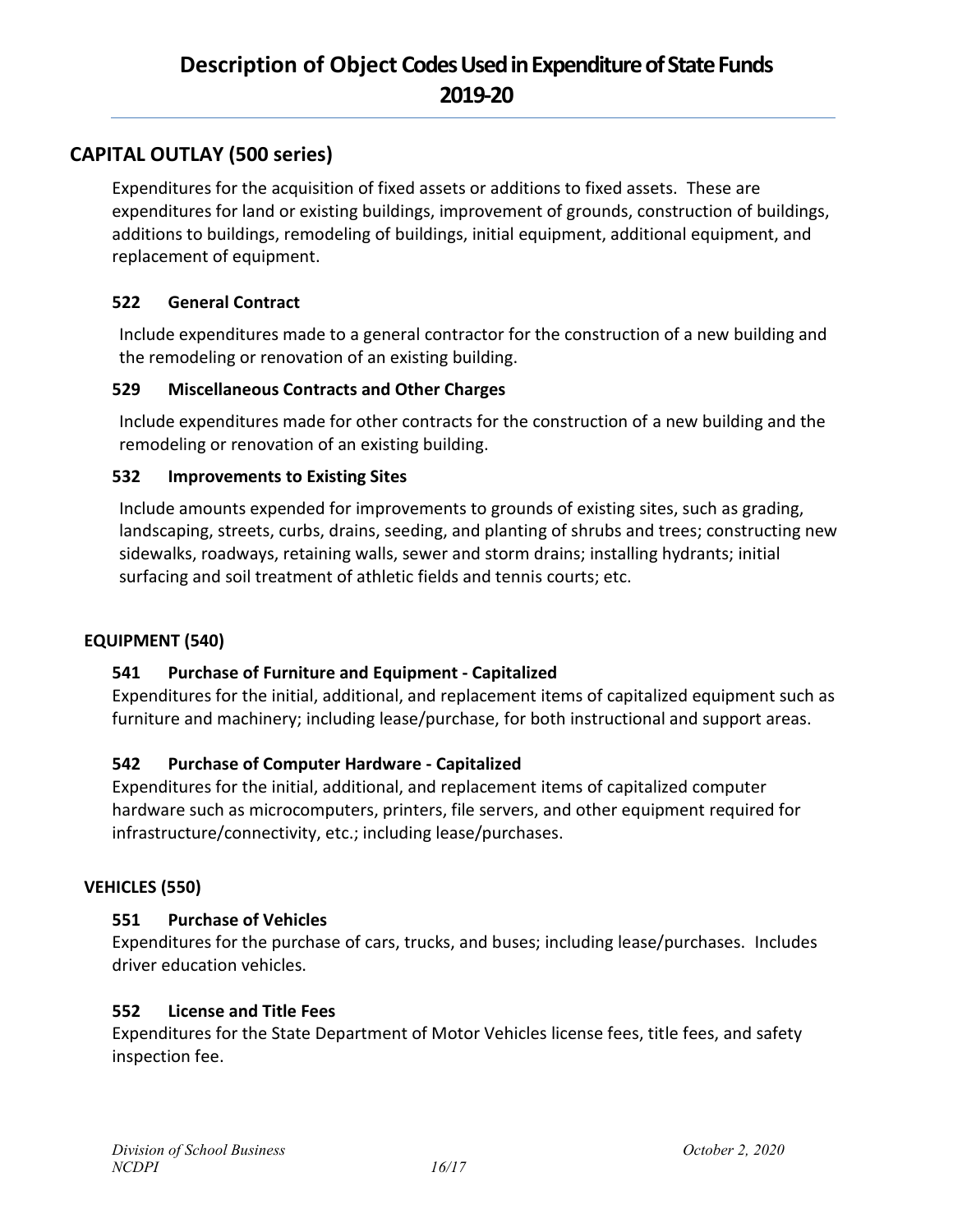# Description of Object Codes Used in Expenditure of State Funds 2019-20

## CAPITAL OUTLAY (500 series)

Expenditures for the acquisition of fixed assets or additions to fixed assets. These are expenditures for land or existing buildings, improvement of grounds, construction of buildings, additions to buildings, remodeling of buildings, initial equipment, additional equipment, and replacement of equipment.

### 522 General Contract

Include expenditures made to a general contractor for the construction of a new building and the remodeling or renovation of an existing building.

### 529 Miscellaneous Contracts and Other Charges

Include expenditures made for other contracts for the construction of a new building and the remodeling or renovation of an existing building.

### 532 Improvements to Existing Sites

Include amounts expended for improvements to grounds of existing sites, such as grading, landscaping, streets, curbs, drains, seeding, and planting of shrubs and trees; constructing new sidewalks, roadways, retaining walls, sewer and storm drains; installing hydrants; initial surfacing and soil treatment of athletic fields and tennis courts; etc.

### EQUIPMENT (540)

### 541 Purchase of Furniture and Equipment - Capitalized

Expenditures for the initial, additional, and replacement items of capitalized equipment such as furniture and machinery; including lease/purchase, for both instructional and support areas.

### 542 Purchase of Computer Hardware - Capitalized

Expenditures for the initial, additional, and replacement items of capitalized computer hardware such as microcomputers, printers, file servers, and other equipment required for infrastructure/connectivity, etc.; including lease/purchases.

### VEHICLES (550)

### 551 Purchase of Vehicles

Expenditures for the purchase of cars, trucks, and buses; including lease/purchases. Includes driver education vehicles.

### 552 License and Title Fees

Expenditures for the State Department of Motor Vehicles license fees, title fees, and safety inspection fee.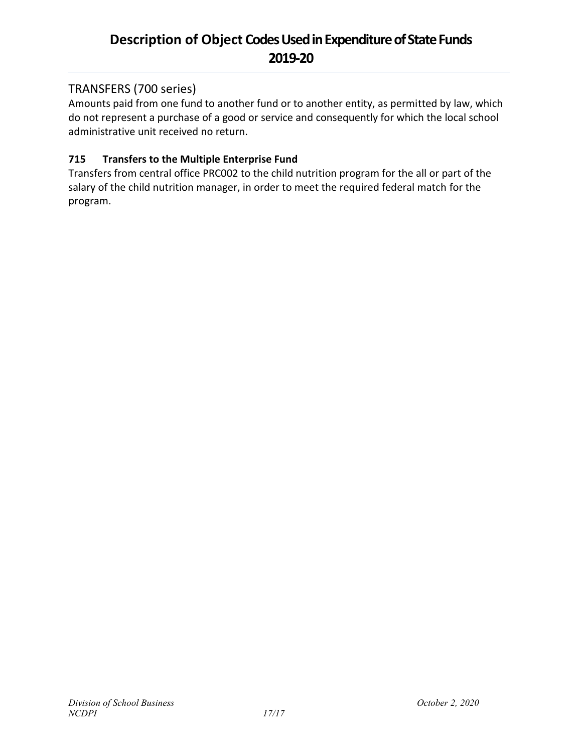## TRANSFERS (700 series)

Amounts paid from one fund to another fund or to another entity, as permitted by law, which do not represent a purchase of a good or service and consequently for which the local school administrative unit received no return.

### 715 Transfers to the Multiple Enterprise Fund

Transfers from central office PRC002 to the child nutrition program for the all or part of the salary of the child nutrition manager, in order to meet the required federal match for the program.